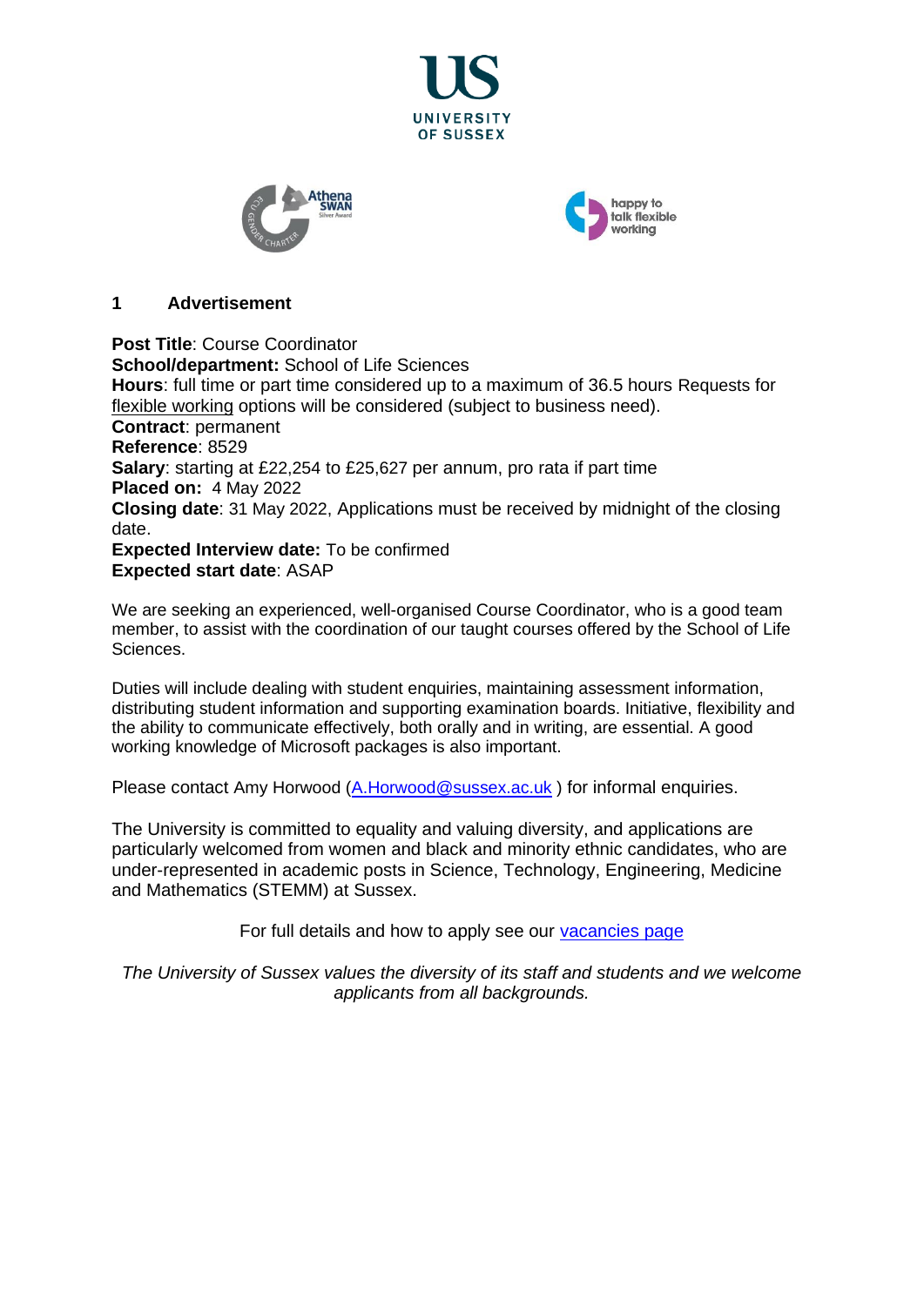## 1 Advertisement

**Post Title**: Course Coordinator
**School/department:** School of Life Sciences
**Hours**: full time or part time considered up to a maximum of 36.5 hours Requests for flexible working options will be considered (subject to business need).
**Contract**: permanent
**Reference**: 8529
**Salary**: starting at £22,254 to £25,627 per annum, pro rata if part time
**Placed on:** 4 May 2022
**Closing date**: 31 May 2022, Applications must be received by midnight of the closing date.
**Expected Interview date:** To be confirmed
**Expected start date**: ASAP

We are seeking an experienced, well-organised Course Coordinator, who is a good team member, to assist with the coordination of our taught courses offered by the School of Life Sciences.

Duties will include dealing with student enquiries, maintaining assessment information, distributing student information and supporting examination boards. Initiative, flexibility and the ability to communicate effectively, both orally and in writing, are essential. A good working knowledge of Microsoft packages is also important.

Please contact Amy Horwood (A.Horwood@sussex.ac.uk ) for informal enquiries.

The University is committed to equality and valuing diversity, and applications are particularly welcomed from women and black and minority ethnic candidates, who are under-represented in academic posts in Science, Technology, Engineering, Medicine and Mathematics (STEMM) at Sussex.

For full details and how to apply see our vacancies page

*The University of Sussex values the diversity of its staff and students and we welcome applicants from all backgrounds.*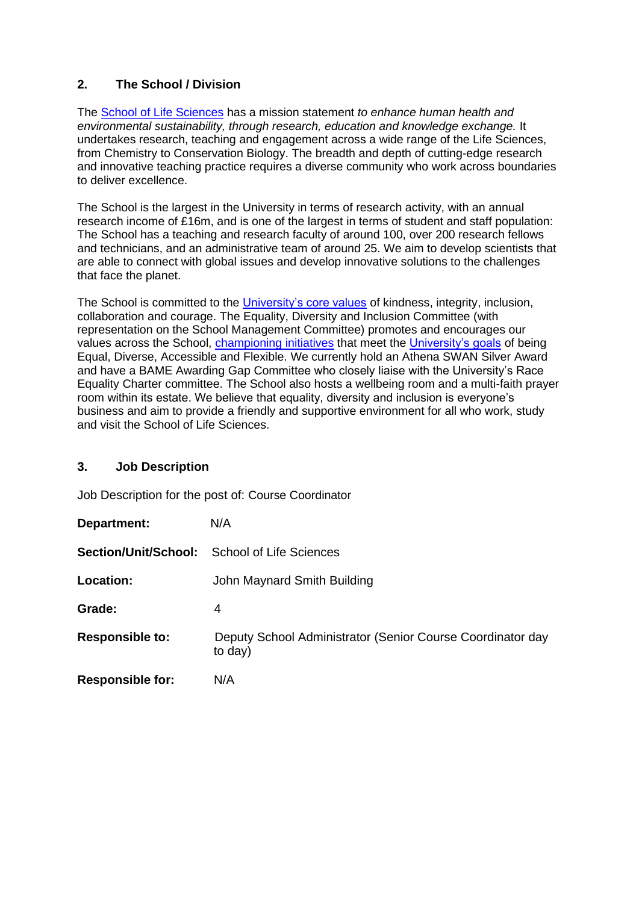## 2. The School / Division

The School of Life Sciences has a mission statement *to enhance human health and environmental sustainability, through research, education and knowledge exchange.* It undertakes research, teaching and engagement across a wide range of the Life Sciences, from Chemistry to Conservation Biology. The breadth and depth of cutting-edge research and innovative teaching practice requires a diverse community who work across boundaries to deliver excellence.

The School is the largest in the University in terms of research activity, with an annual research income of £16m, and is one of the largest in terms of student and staff population: The School has a teaching and research faculty of around 100, over 200 research fellows and technicians, and an administrative team of around 25. We aim to develop scientists that are able to connect with global issues and develop innovative solutions to the challenges that face the planet.

The School is committed to the University's core values of kindness, integrity, inclusion, collaboration and courage. The Equality, Diversity and Inclusion Committee (with representation on the School Management Committee) promotes and encourages our values across the School, championing initiatives that meet the University's goals of being Equal, Diverse, Accessible and Flexible. We currently hold an Athena SWAN Silver Award and have a BAME Awarding Gap Committee who closely liaise with the University's Race Equality Charter committee. The School also hosts a wellbeing room and a multi-faith prayer room within its estate. We believe that equality, diversity and inclusion is everyone's business and aim to provide a friendly and supportive environment for all who work, study and visit the School of Life Sciences.

## 3. Job Description

Job Description for the post of: Course Coordinator

**Department:** N/A

**Section/Unit/School:** School of Life Sciences

**Location:** John Maynard Smith Building

**Grade:** 4

**Responsible to:** Deputy School Administrator (Senior Course Coordinator day to day)

**Responsible for:** N/A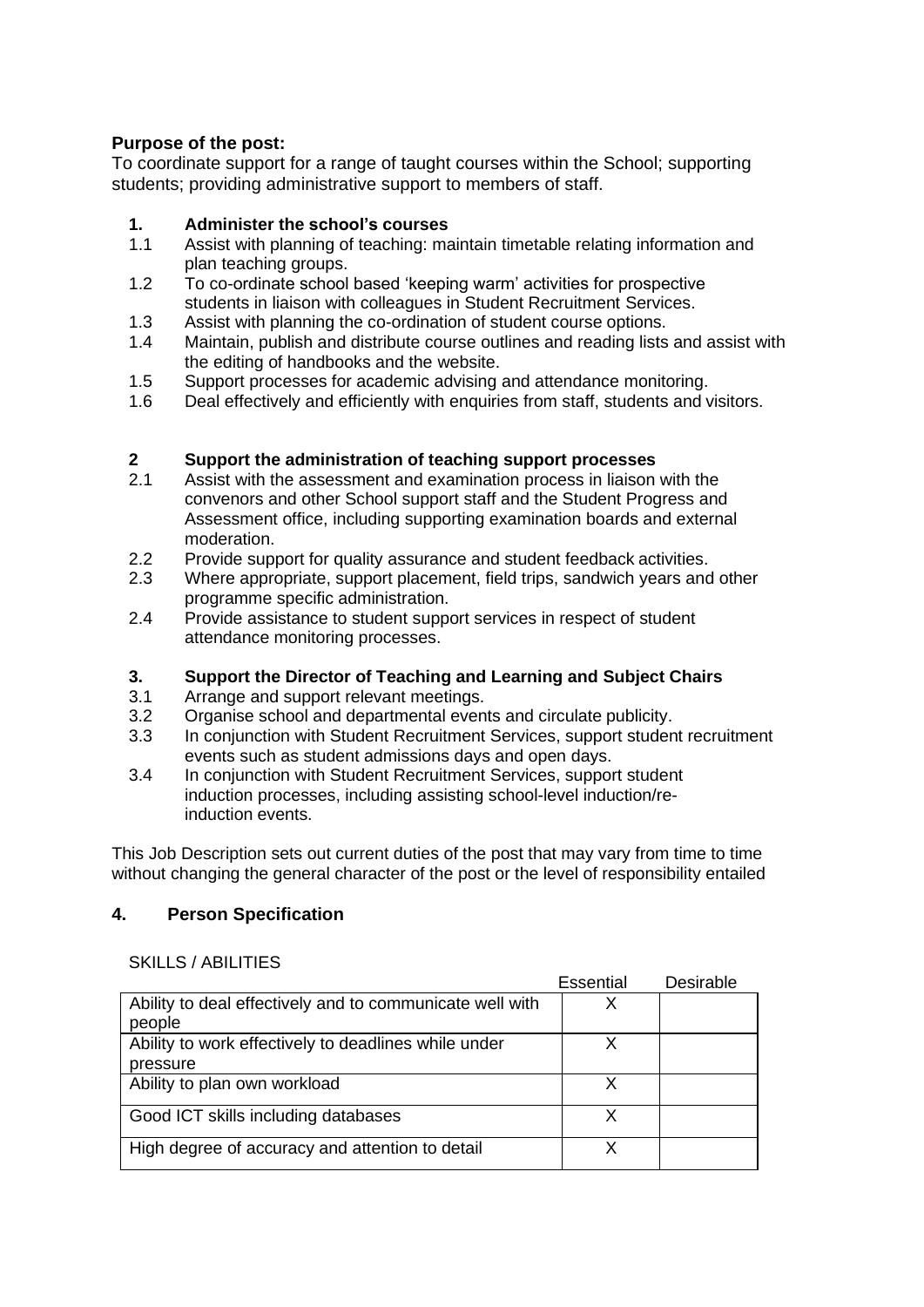**Purpose of the post:**
To coordinate support for a range of taught courses within the School; supporting students; providing administrative support to members of staff.

**1. Administer the school's courses**

1.1 Assist with planning of teaching: maintain timetable relating information and plan teaching groups.

1.2 To co-ordinate school based 'keeping warm' activities for prospective students in liaison with colleagues in Student Recruitment Services.

1.3 Assist with planning the co-ordination of student course options.

1.4 Maintain, publish and distribute course outlines and reading lists and assist with the editing of handbooks and the website.

1.5 Support processes for academic advising and attendance monitoring.

1.6 Deal effectively and efficiently with enquiries from staff, students and visitors.

**2 Support the administration of teaching support processes**

2.1 Assist with the assessment and examination process in liaison with the convenors and other School support staff and the Student Progress and Assessment office, including supporting examination boards and external moderation.

2.2 Provide support for quality assurance and student feedback activities.

2.3 Where appropriate, support placement, field trips, sandwich years and other programme specific administration.

2.4 Provide assistance to student support services in respect of student attendance monitoring processes.

**3. Support the Director of Teaching and Learning and Subject Chairs**

3.1 Arrange and support relevant meetings.

3.2 Organise school and departmental events and circulate publicity.

3.3 In conjunction with Student Recruitment Services, support student recruitment events such as student admissions days and open days.

3.4 In conjunction with Student Recruitment Services, support student induction processes, including assisting school-level induction/re-induction events.

This Job Description sets out current duties of the post that may vary from time to time without changing the general character of the post or the level of responsibility entailed

## 4. Person Specification

SKILLS / ABILITIES

| | Essential | Desirable |
|---|---|---|
| Ability to deal effectively and to communicate well with people | X | |
| Ability to work effectively to deadlines while under pressure | X | |
| Ability to plan own workload | X | |
| Good ICT skills including databases | X | |
| High degree of accuracy and attention to detail | X | |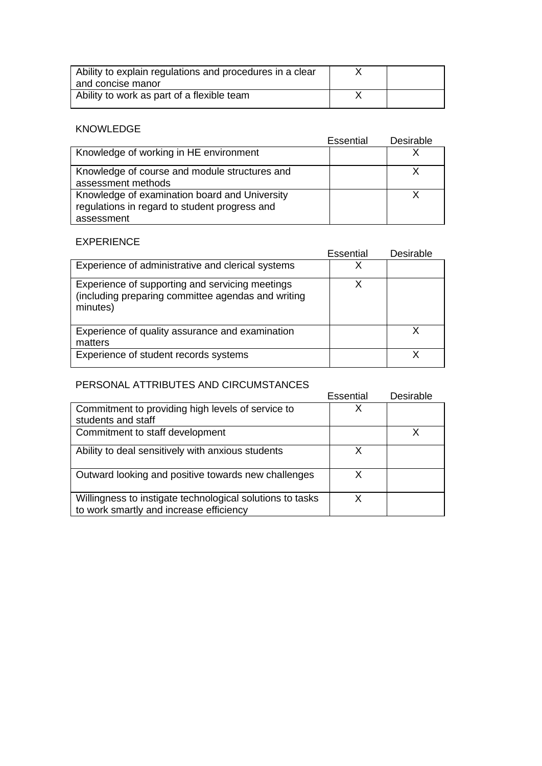| | | |
|---|---|---|
| Ability to explain regulations and procedures in a clear and concise manor | X | |
| Ability to work as part of a flexible team | X | |

KNOWLEDGE

| | Essential | Desirable |
|---|---|---|
| Knowledge of working in HE environment | | X |
| Knowledge of course and module structures and assessment methods | | X |
| Knowledge of examination board and University regulations in regard to student progress and assessment | | X |

EXPERIENCE

| | Essential | Desirable |
|---|---|---|
| Experience of administrative and clerical systems | X | |
| Experience of supporting and servicing meetings (including preparing committee agendas and writing minutes) | X | |
| Experience of quality assurance and examination matters | | X |
| Experience of student records systems | | X |

PERSONAL ATTRIBUTES AND CIRCUMSTANCES

| | Essential | Desirable |
|---|---|---|
| Commitment to providing high levels of service to students and staff | X | |
| Commitment to staff development | | X |
| Ability to deal sensitively with anxious students | X | |
| Outward looking and positive towards new challenges | X | |
| Willingness to instigate technological solutions to tasks to work smartly and increase efficiency | X | |